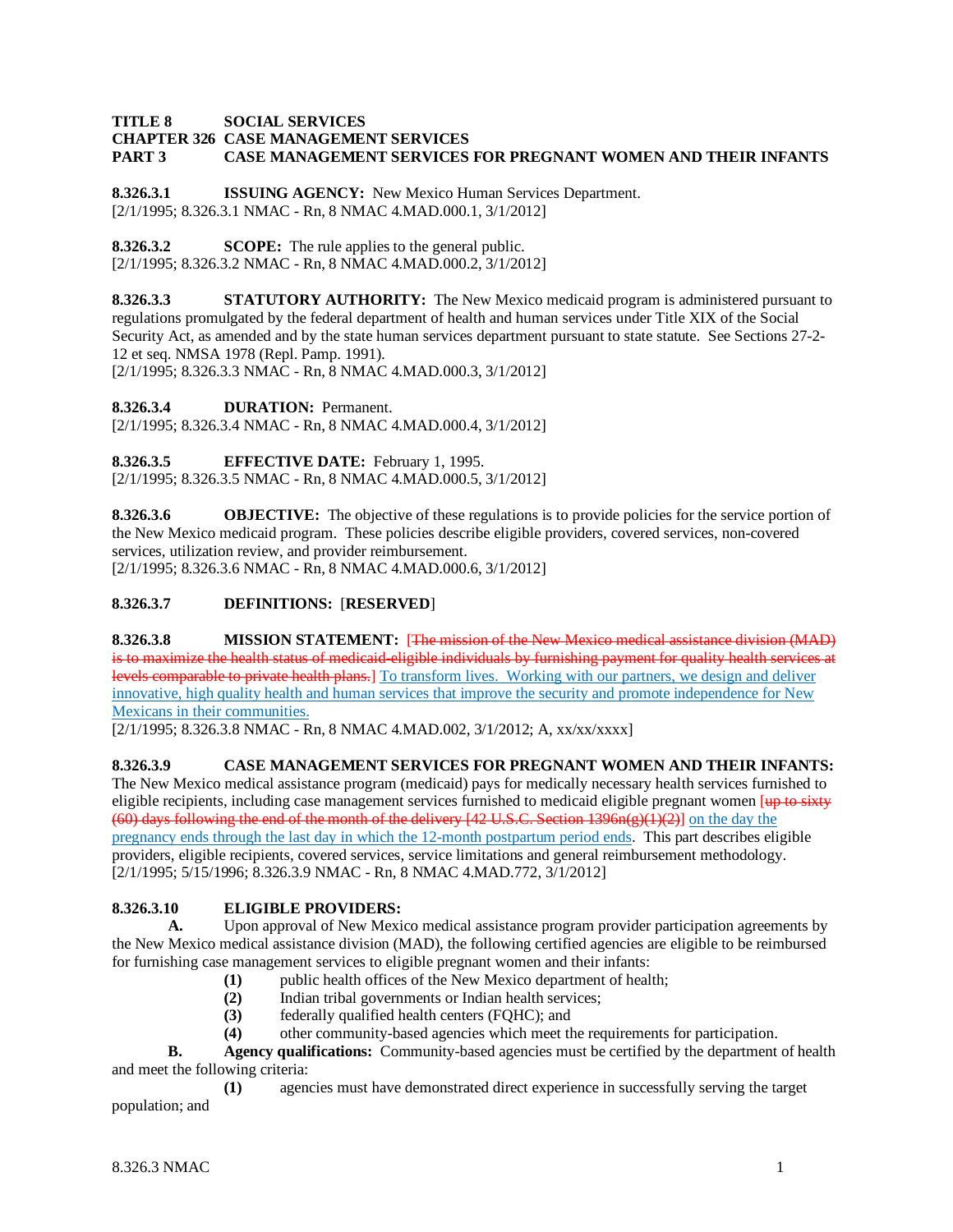**TITLE 8 SOCIAL SERVICES**
**CHAPTER 326 CASE MANAGEMENT SERVICES**
**PART 3 CASE MANAGEMENT SERVICES FOR PREGNANT WOMEN AND THEIR INFANTS**

**8.326.3.1 ISSUING AGENCY:** New Mexico Human Services Department.
[2/1/1995; 8.326.3.1 NMAC - Rn, 8 NMAC 4.MAD.000.1, 3/1/2012]

**8.326.3.2 SCOPE:** The rule applies to the general public.
[2/1/1995; 8.326.3.2 NMAC - Rn, 8 NMAC 4.MAD.000.2, 3/1/2012]

**8.326.3.3 STATUTORY AUTHORITY:** The New Mexico medicaid program is administered pursuant to regulations promulgated by the federal department of health and human services under Title XIX of the Social Security Act, as amended and by the state human services department pursuant to state statute. See Sections 27-2-12 et seq. NMSA 1978 (Repl. Pamp. 1991).
[2/1/1995; 8.326.3.3 NMAC - Rn, 8 NMAC 4.MAD.000.3, 3/1/2012]

**8.326.3.4 DURATION:** Permanent.
[2/1/1995; 8.326.3.4 NMAC - Rn, 8 NMAC 4.MAD.000.4, 3/1/2012]

**8.326.3.5 EFFECTIVE DATE:** February 1, 1995.
[2/1/1995; 8.326.3.5 NMAC - Rn, 8 NMAC 4.MAD.000.5, 3/1/2012]

**8.326.3.6 OBJECTIVE:** The objective of these regulations is to provide policies for the service portion of the New Mexico medicaid program. These policies describe eligible providers, covered services, non-covered services, utilization review, and provider reimbursement.
[2/1/1995; 8.326.3.6 NMAC - Rn, 8 NMAC 4.MAD.000.6, 3/1/2012]

**8.326.3.7 DEFINITIONS:** [**RESERVED**]

**8.326.3.8 MISSION STATEMENT:** [~~The mission of the New Mexico medical assistance division (MAD) is to maximize the health status of medicaid-eligible individuals by furnishing payment for quality health services at levels comparable to private health plans.~~] <u>To transform lives. Working with our partners, we design and deliver innovative, high quality health and human services that improve the security and promote independence for New Mexicans in their communities.</u>
[2/1/1995; 8.326.3.8 NMAC - Rn, 8 NMAC 4.MAD.002, 3/1/2012; A, xx/xx/xxxx]

**8.326.3.9 CASE MANAGEMENT SERVICES FOR PREGNANT WOMEN AND THEIR INFANTS:** The New Mexico medical assistance program (medicaid) pays for medically necessary health services furnished to eligible recipients, including case management services furnished to medicaid eligible pregnant women [~~up to sixty (60) days following the end of the month of the delivery [42 U.S.C. Section 1396n(g)(1)(2)~~] <u>on the day the pregnancy ends through the last day in which the 12-month postpartum period ends</u>. This part describes eligible providers, eligible recipients, covered services, service limitations and general reimbursement methodology.
[2/1/1995; 5/15/1996; 8.326.3.9 NMAC - Rn, 8 NMAC 4.MAD.772, 3/1/2012]

**8.326.3.10 ELIGIBLE PROVIDERS:**

**A.** Upon approval of New Mexico medical assistance program provider participation agreements by the New Mexico medical assistance division (MAD), the following certified agencies are eligible to be reimbursed for furnishing case management services to eligible pregnant women and their infants:

**(1)** public health offices of the New Mexico department of health;
**(2)** Indian tribal governments or Indian health services;
**(3)** federally qualified health centers (FQHC); and
**(4)** other community-based agencies which meet the requirements for participation.

**B. Agency qualifications:** Community-based agencies must be certified by the department of health and meet the following criteria:

**(1)** agencies must have demonstrated direct experience in successfully serving the target population; and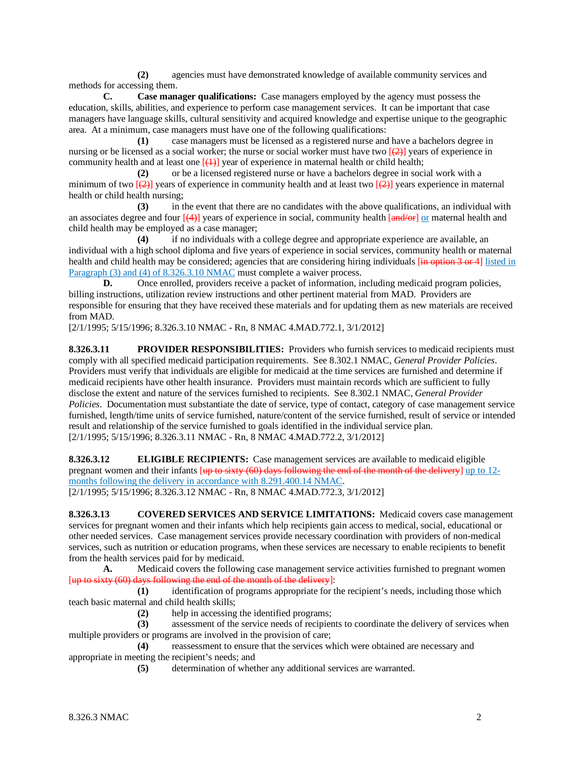**(2)** agencies must have demonstrated knowledge of available community services and methods for accessing them.

**C.** **Case manager qualifications:** Case managers employed by the agency must possess the education, skills, abilities, and experience to perform case management services. It can be important that case managers have language skills, cultural sensitivity and acquired knowledge and expertise unique to the geographic area. At a minimum, case managers must have one of the following qualifications:

**(1)** case managers must be licensed as a registered nurse and have a bachelors degree in nursing or be licensed as a social worker; the nurse or social worker must have two ~~[(2)]~~ years of experience in community health and at least one ~~[(1)]~~ year of experience in maternal health or child health;

**(2)** or be a licensed registered nurse or have a bachelors degree in social work with a minimum of two ~~[(2)]~~ years of experience in community health and at least two ~~[(2)]~~ years experience in maternal health or child health nursing;

**(3)** in the event that there are no candidates with the above qualifications, an individual with an associates degree and four ~~[(4)]~~ years of experience in social, community health ~~[and/or]~~ or maternal health and child health may be employed as a case manager;

**(4)** if no individuals with a college degree and appropriate experience are available, an individual with a high school diploma and five years of experience in social services, community health or maternal health and child health may be considered; agencies that are considering hiring individuals ~~[in option 3 or 4]~~ listed in Paragraph (3) and (4) of 8.326.3.10 NMAC must complete a waiver process.

**D.** Once enrolled, providers receive a packet of information, including medicaid program policies, billing instructions, utilization review instructions and other pertinent material from MAD. Providers are responsible for ensuring that they have received these materials and for updating them as new materials are received from MAD.

[2/1/1995; 5/15/1996; 8.326.3.10 NMAC - Rn, 8 NMAC 4.MAD.772.1, 3/1/2012]

**8.326.3.11 PROVIDER RESPONSIBILITIES:** Providers who furnish services to medicaid recipients must comply with all specified medicaid participation requirements. See 8.302.1 NMAC, *General Provider Policies*. Providers must verify that individuals are eligible for medicaid at the time services are furnished and determine if medicaid recipients have other health insurance. Providers must maintain records which are sufficient to fully disclose the extent and nature of the services furnished to recipients. See 8.302.1 NMAC, *General Provider Policies*. Documentation must substantiate the date of service, type of contact, category of case management service furnished, length/time units of service furnished, nature/content of the service furnished, result of service or intended result and relationship of the service furnished to goals identified in the individual service plan.

[2/1/1995; 5/15/1996; 8.326.3.11 NMAC - Rn, 8 NMAC 4.MAD.772.2, 3/1/2012]

**8.326.3.12 ELIGIBLE RECIPIENTS:** Case management services are available to medicaid eligible pregnant women and their infants ~~[up to sixty (60) days following the end of the month of the delivery]~~ up to 12-months following the delivery in accordance with 8.291.400.14 NMAC.

[2/1/1995; 5/15/1996; 8.326.3.12 NMAC - Rn, 8 NMAC 4.MAD.772.3, 3/1/2012]

**8.326.3.13 COVERED SERVICES AND SERVICE LIMITATIONS:** Medicaid covers case management services for pregnant women and their infants which help recipients gain access to medical, social, educational or other needed services. Case management services provide necessary coordination with providers of non-medical services, such as nutrition or education programs, when these services are necessary to enable recipients to benefit from the health services paid for by medicaid.

**A.** Medicaid covers the following case management service activities furnished to pregnant women ~~[up to sixty (60) days following the end of the month of the delivery]~~:

**(1)** identification of programs appropriate for the recipient's needs, including those which teach basic maternal and child health skills;

**(2)** help in accessing the identified programs;

**(3)** assessment of the service needs of recipients to coordinate the delivery of services when multiple providers or programs are involved in the provision of care;

**(4)** reassessment to ensure that the services which were obtained are necessary and appropriate in meeting the recipient's needs; and

**(5)** determination of whether any additional services are warranted.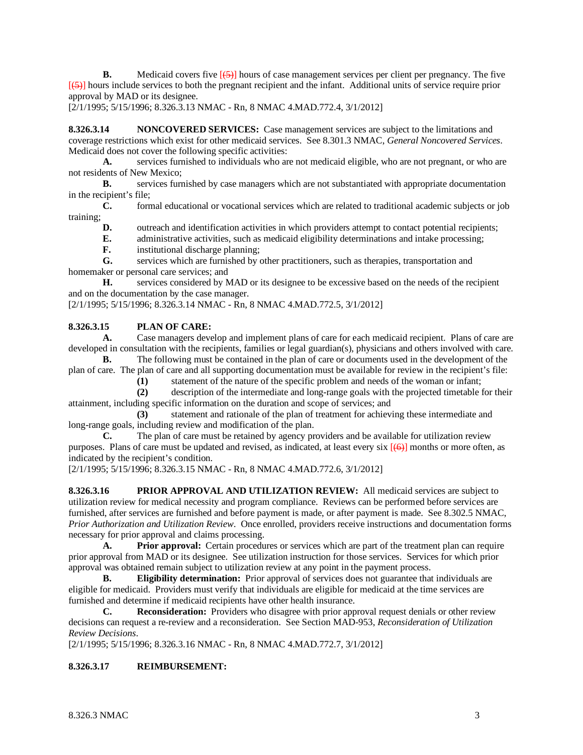**B.** Medicaid covers five [(5)] hours of case management services per client per pregnancy. The five [(5)] hours include services to both the pregnant recipient and the infant. Additional units of service require prior approval by MAD or its designee.
[2/1/1995; 5/15/1996; 8.326.3.13 NMAC - Rn, 8 NMAC 4.MAD.772.4, 3/1/2012]

**8.326.3.14 NONCOVERED SERVICES:** Case management services are subject to the limitations and coverage restrictions which exist for other medicaid services. See 8.301.3 NMAC, *General Noncovered Services*. Medicaid does not cover the following specific activities:

**A.** services furnished to individuals who are not medicaid eligible, who are not pregnant, or who are not residents of New Mexico;

**B.** services furnished by case managers which are not substantiated with appropriate documentation in the recipient's file;

**C.** formal educational or vocational services which are related to traditional academic subjects or job training;

**D.** outreach and identification activities in which providers attempt to contact potential recipients;

**E.** administrative activities, such as medicaid eligibility determinations and intake processing;

**F.** institutional discharge planning;

**G.** services which are furnished by other practitioners, such as therapies, transportation and homemaker or personal care services; and

**H.** services considered by MAD or its designee to be excessive based on the needs of the recipient and on the documentation by the case manager.

[2/1/1995; 5/15/1996; 8.326.3.14 NMAC - Rn, 8 NMAC 4.MAD.772.5, 3/1/2012]

**8.326.3.15 PLAN OF CARE:**

**A.** Case managers develop and implement plans of care for each medicaid recipient. Plans of care are developed in consultation with the recipients, families or legal guardian(s), physicians and others involved with care.

**B.** The following must be contained in the plan of care or documents used in the development of the plan of care. The plan of care and all supporting documentation must be available for review in the recipient's file:

**(1)** statement of the nature of the specific problem and needs of the woman or infant;

**(2)** description of the intermediate and long-range goals with the projected timetable for their attainment, including specific information on the duration and scope of services; and

**(3)** statement and rationale of the plan of treatment for achieving these intermediate and long-range goals, including review and modification of the plan.

**C.** The plan of care must be retained by agency providers and be available for utilization review purposes. Plans of care must be updated and revised, as indicated, at least every six [(6)] months or more often, as indicated by the recipient's condition.

[2/1/1995; 5/15/1996; 8.326.3.15 NMAC - Rn, 8 NMAC 4.MAD.772.6, 3/1/2012]

**8.326.3.16 PRIOR APPROVAL AND UTILIZATION REVIEW:** All medicaid services are subject to utilization review for medical necessity and program compliance. Reviews can be performed before services are furnished, after services are furnished and before payment is made, or after payment is made. See 8.302.5 NMAC, *Prior Authorization and Utilization Review*. Once enrolled, providers receive instructions and documentation forms necessary for prior approval and claims processing.

**A. Prior approval:** Certain procedures or services which are part of the treatment plan can require prior approval from MAD or its designee. See utilization instruction for those services. Services for which prior approval was obtained remain subject to utilization review at any point in the payment process.

**B. Eligibility determination:** Prior approval of services does not guarantee that individuals are eligible for medicaid. Providers must verify that individuals are eligible for medicaid at the time services are furnished and determine if medicaid recipients have other health insurance.

**C. Reconsideration:** Providers who disagree with prior approval request denials or other review decisions can request a re-review and a reconsideration. See Section MAD-953, *Reconsideration of Utilization Review Decisions*.

[2/1/1995; 5/15/1996; 8.326.3.16 NMAC - Rn, 8 NMAC 4.MAD.772.7, 3/1/2012]

**8.326.3.17 REIMBURSEMENT:**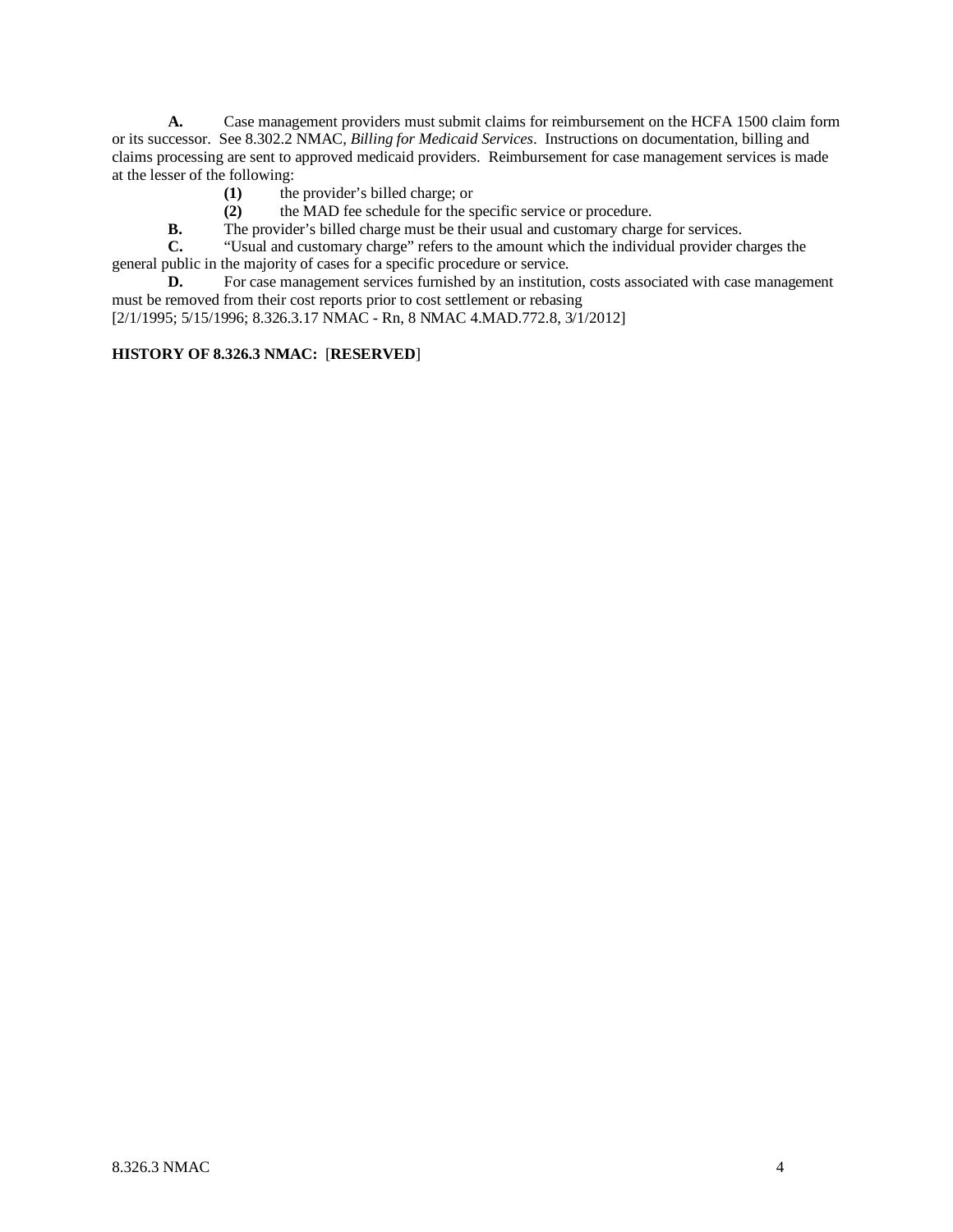**A.** Case management providers must submit claims for reimbursement on the HCFA 1500 claim form or its successor. See 8.302.2 NMAC, *Billing for Medicaid Services*. Instructions on documentation, billing and claims processing are sent to approved medicaid providers. Reimbursement for case management services is made at the lesser of the following:

**(1)** the provider's billed charge; or

**(2)** the MAD fee schedule for the specific service or procedure.

**B.** The provider's billed charge must be their usual and customary charge for services.

**C.** "Usual and customary charge" refers to the amount which the individual provider charges the general public in the majority of cases for a specific procedure or service.

**D.** For case management services furnished by an institution, costs associated with case management must be removed from their cost reports prior to cost settlement or rebasing

[2/1/1995; 5/15/1996; 8.326.3.17 NMAC - Rn, 8 NMAC 4.MAD.772.8, 3/1/2012]

**HISTORY OF 8.326.3 NMAC:** [**RESERVED**]